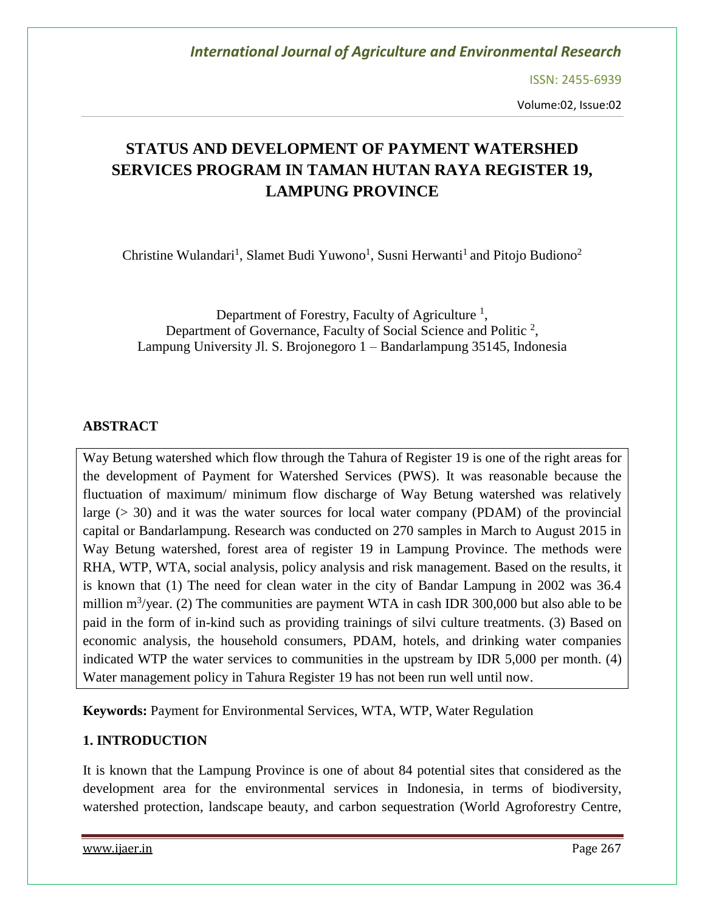# STATUS AND DEVELOPMENT OF PAYMENT WATERSHED SERVICES PROGRAM IN TAMAN HUTAN RAYA REGISTER 19, LAMPUNG PROVINCE

Christine Wulandari[1], Slamet Budi Yuwono[1], Susni Herwanti[1] and Pitojo Budiono[2]

Department of Forestry, Faculty of Agriculture [1],
Department of Governance, Faculty of Social Science and Politic [2],
Lampung University Jl. S. Brojonegoro 1 – Bandarlampung 35145, Indonesia

## ABSTRACT

Way Betung watershed which flow through the Tahura of Register 19 is one of the right areas for the development of Payment for Watershed Services (PWS). It was reasonable because the fluctuation of maximum/ minimum flow discharge of Way Betung watershed was relatively large (> 30) and it was the water sources for local water company (PDAM) of the provincial capital or Bandarlampung. Research was conducted on 270 samples in March to August 2015 in Way Betung watershed, forest area of register 19 in Lampung Province. The methods were RHA, WTP, WTA, social analysis, policy analysis and risk management. Based on the results, it is known that (1) The need for clean water in the city of Bandar Lampung in 2002 was 36.4 million $m^3$/year. (2) The communities are payment WTA in cash IDR 300,000 but also able to be paid in the form of in-kind such as providing trainings of silvi culture treatments. (3) Based on economic analysis, the household consumers, PDAM, hotels, and drinking water companies indicated WTP the water services to communities in the upstream by IDR 5,000 per month. (4) Water management policy in Tahura Register 19 has not been run well until now.

**Keywords:** Payment for Environmental Services, WTA, WTP, Water Regulation

## 1. INTRODUCTION

It is known that the Lampung Province is one of about 84 potential sites that considered as the development area for the environmental services in Indonesia, in terms of biodiversity, watershed protection, landscape beauty, and carbon sequestration (World Agroforestry Centre,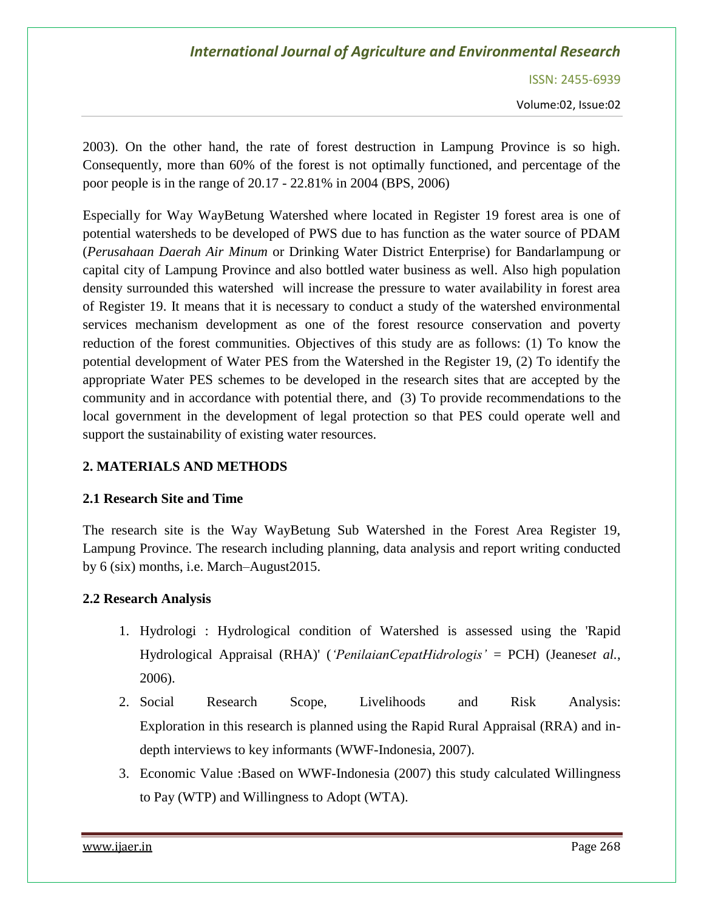2003). On the other hand, the rate of forest destruction in Lampung Province is so high. Consequently, more than 60% of the forest is not optimally functioned, and percentage of the poor people is in the range of 20.17 - 22.81% in 2004 (BPS, 2006)

Especially for Way WayBetung Watershed where located in Register 19 forest area is one of potential watersheds to be developed of PWS due to has function as the water source of PDAM (*Perusahaan Daerah Air Minum* or Drinking Water District Enterprise) for Bandarlampung or capital city of Lampung Province and also bottled water business as well. Also high population density surrounded this watershed will increase the pressure to water availability in forest area of Register 19. It means that it is necessary to conduct a study of the watershed environmental services mechanism development as one of the forest resource conservation and poverty reduction of the forest communities. Objectives of this study are as follows: (1) To know the potential development of Water PES from the Watershed in the Register 19, (2) To identify the appropriate Water PES schemes to be developed in the research sites that are accepted by the community and in accordance with potential there, and (3) To provide recommendations to the local government in the development of legal protection so that PES could operate well and support the sustainability of existing water resources.

## 2. MATERIALS AND METHODS

### 2.1 Research Site and Time

The research site is the Way WayBetung Sub Watershed in the Forest Area Register 19, Lampung Province. The research including planning, data analysis and report writing conducted by 6 (six) months, i.e. March–August2015.

### 2.2 Research Analysis

1. Hydrologi : Hydrological condition of Watershed is assessed using the 'Rapid Hydrological Appraisal (RHA)' (*'PenilaianCepatHidrologis'* = PCH) (Jeanes*et al.*, 2006).
2. Social Research Scope, Livelihoods and Risk Analysis: Exploration in this research is planned using the Rapid Rural Appraisal (RRA) and in-depth interviews to key informants (WWF-Indonesia, 2007).
3. Economic Value :Based on WWF-Indonesia (2007) this study calculated Willingness to Pay (WTP) and Willingness to Adopt (WTA).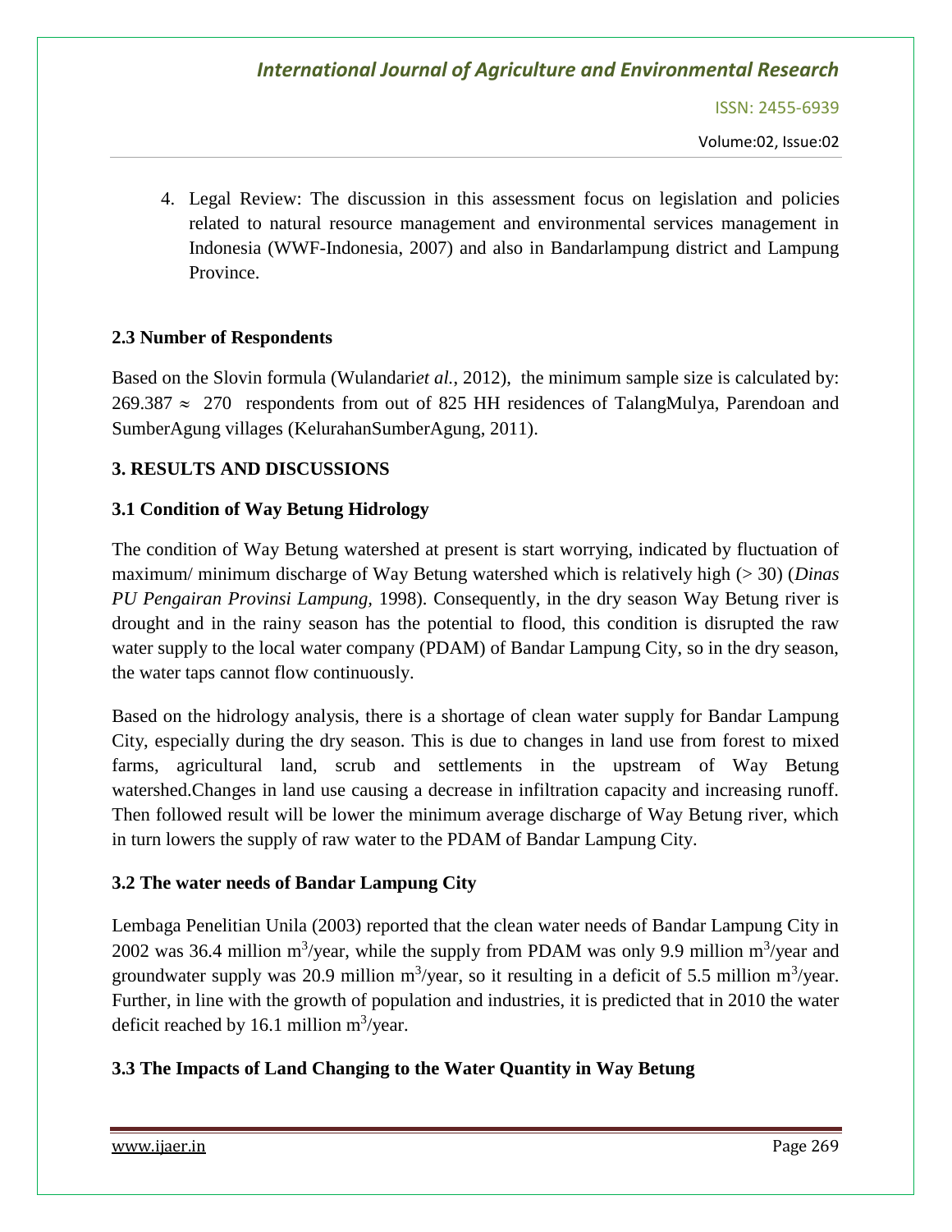4. Legal Review: The discussion in this assessment focus on legislation and policies related to natural resource management and environmental services management in Indonesia (WWF-Indonesia, 2007) and also in Bandarlampung district and Lampung Province.

### 2.3 Number of Respondents

Based on the Slovin formula (Wulandari*et al.*, 2012), the minimum sample size is calculated by: $269.387 \approx 270$ respondents from out of 825 HH residences of TalangMulya, Parendoan and SumberAgung villages (KelurahanSumberAgung, 2011).

## 3. RESULTS AND DISCUSSIONS

### 3.1 Condition of Way Betung Hidrology

The condition of Way Betung watershed at present is start worrying, indicated by fluctuation of maximum/ minimum discharge of Way Betung watershed which is relatively high (> 30) (*Dinas PU Pengairan Provinsi Lampung,* 1998). Consequently, in the dry season Way Betung river is drought and in the rainy season has the potential to flood, this condition is disrupted the raw water supply to the local water company (PDAM) of Bandar Lampung City, so in the dry season, the water taps cannot flow continuously.

Based on the hidrology analysis, there is a shortage of clean water supply for Bandar Lampung City, especially during the dry season. This is due to changes in land use from forest to mixed farms, agricultural land, scrub and settlements in the upstream of Way Betung watershed.Changes in land use causing a decrease in infiltration capacity and increasing runoff. Then followed result will be lower the minimum average discharge of Way Betung river, which in turn lowers the supply of raw water to the PDAM of Bandar Lampung City.

### 3.2 The water needs of Bandar Lampung City

Lembaga Penelitian Unila (2003) reported that the clean water needs of Bandar Lampung City in 2002 was 36.4 million $m^3$/year, while the supply from PDAM was only 9.9 million $m^3$/year and groundwater supply was 20.9 million $m^3$/year, so it resulting in a deficit of 5.5 million $m^3$/year. Further, in line with the growth of population and industries, it is predicted that in 2010 the water deficit reached by 16.1 million $m^3$/year.

### 3.3 The Impacts of Land Changing to the Water Quantity in Way Betung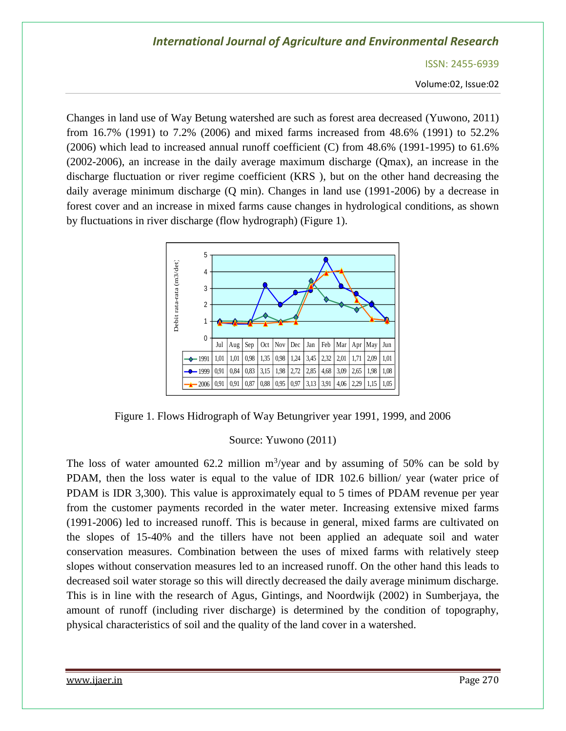Changes in land use of Way Betung watershed are such as forest area decreased (Yuwono, 2011) from 16.7% (1991) to 7.2% (2006) and mixed farms increased from 48.6% (1991) to 52.2% (2006) which lead to increased annual runoff coefficient (C) from 48.6% (1991-1995) to 61.6% (2002-2006), an increase in the daily average maximum discharge (Qmax), an increase in the discharge fluctuation or river regime coefficient (KRS ), but on the other hand decreasing the daily average minimum discharge (Q min). Changes in land use (1991-2006) by a decrease in forest cover and an increase in mixed farms cause changes in hydrological conditions, as shown by fluctuations in river discharge (flow hydrograph) (Figure 1).

| | Jul | Aug | Sep | Oct | Nov | Dec | Jan | Feb | Mar | Apr | May | Jun |
|---|---|---|---|---|---|---|---|---|---|---|---|---|
| 1991 | 1,01 | 1,01 | 0,98 | 1,35 | 0,98 | 1,24 | 3,45 | 2,32 | 2,01 | 1,71 | 2,09 | 1,01 |
| 1999 | 0,91 | 0,84 | 0,83 | 3,15 | 1,98 | 2,72 | 2,85 | 4,68 | 3,09 | 2,65 | 1,98 | 1,08 |
| 2006 | 0,91 | 0,91 | 0,87 | 0,88 | 0,95 | 0,97 | 3,13 | 3,91 | 4,06 | 2,29 | 1,15 | 1,05 |

Figure 1. Flows Hidrograph of Way Betungriver year 1991, 1999, and 2006

Source: Yuwono (2011)

The loss of water amounted 62.2 million $m^3$/year and by assuming of 50% can be sold by PDAM, then the loss water is equal to the value of IDR 102.6 billion/ year (water price of PDAM is IDR 3,300). This value is approximately equal to 5 times of PDAM revenue per year from the customer payments recorded in the water meter. Increasing extensive mixed farms (1991-2006) led to increased runoff. This is because in general, mixed farms are cultivated on the slopes of 15-40% and the tillers have not been applied an adequate soil and water conservation measures. Combination between the uses of mixed farms with relatively steep slopes without conservation measures led to an increased runoff. On the other hand this leads to decreased soil water storage so this will directly decreased the daily average minimum discharge. This is in line with the research of Agus, Gintings, and Noordwijk (2002) in Sumberjaya, the amount of runoff (including river discharge) is determined by the condition of topography, physical characteristics of soil and the quality of the land cover in a watershed.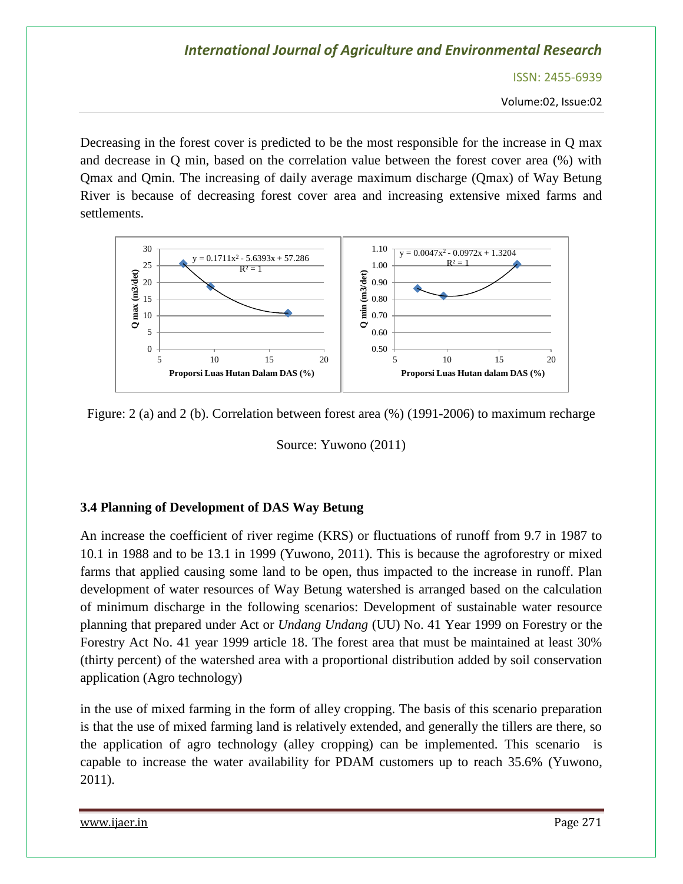Decreasing in the forest cover is predicted to be the most responsible for the increase in Q max and decrease in Q min, based on the correlation value between the forest cover area (%) with Qmax and Qmin. The increasing of daily average maximum discharge (Qmax) of Way Betung River is because of decreasing forest cover area and increasing extensive mixed farms and settlements.

Figure: 2 (a) and 2 (b). Correlation between forest area (%) (1991-2006) to maximum recharge

Source: Yuwono (2011)

### 3.4 Planning of Development of DAS Way Betung

An increase the coefficient of river regime (KRS) or fluctuations of runoff from 9.7 in 1987 to 10.1 in 1988 and to be 13.1 in 1999 (Yuwono, 2011). This is because the agroforestry or mixed farms that applied causing some land to be open, thus impacted to the increase in runoff. Plan development of water resources of Way Betung watershed is arranged based on the calculation of minimum discharge in the following scenarios: Development of sustainable water resource planning that prepared under Act or *Undang Undang* (UU) No. 41 Year 1999 on Forestry or the Forestry Act No. 41 year 1999 article 18. The forest area that must be maintained at least 30% (thirty percent) of the watershed area with a proportional distribution added by soil conservation application (Agro technology)

in the use of mixed farming in the form of alley cropping. The basis of this scenario preparation is that the use of mixed farming land is relatively extended, and generally the tillers are there, so the application of agro technology (alley cropping) can be implemented. This scenario is capable to increase the water availability for PDAM customers up to reach 35.6% (Yuwono, 2011).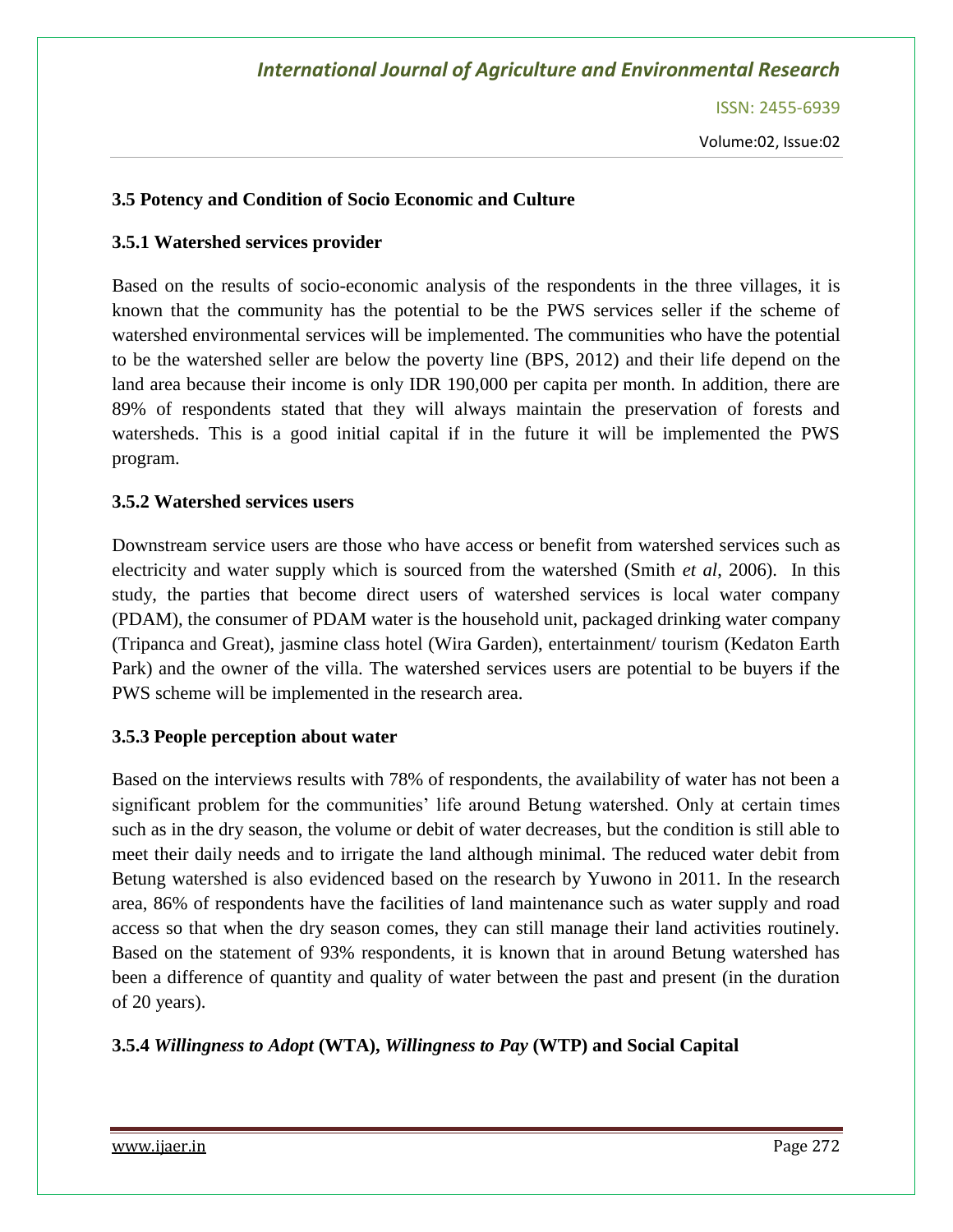### 3.5 Potency and Condition of Socio Economic and Culture

#### 3.5.1 Watershed services provider

Based on the results of socio-economic analysis of the respondents in the three villages, it is known that the community has the potential to be the PWS services seller if the scheme of watershed environmental services will be implemented. The communities who have the potential to be the watershed seller are below the poverty line (BPS, 2012) and their life depend on the land area because their income is only IDR 190,000 per capita per month. In addition, there are 89% of respondents stated that they will always maintain the preservation of forests and watersheds. This is a good initial capital if in the future it will be implemented the PWS program.

#### 3.5.2 Watershed services users

Downstream service users are those who have access or benefit from watershed services such as electricity and water supply which is sourced from the watershed (Smith *et al*, 2006). In this study, the parties that become direct users of watershed services is local water company (PDAM), the consumer of PDAM water is the household unit, packaged drinking water company (Tripanca and Great), jasmine class hotel (Wira Garden), entertainment/ tourism (Kedaton Earth Park) and the owner of the villa. The watershed services users are potential to be buyers if the PWS scheme will be implemented in the research area.

#### 3.5.3 People perception about water

Based on the interviews results with 78% of respondents, the availability of water has not been a significant problem for the communities' life around Betung watershed. Only at certain times such as in the dry season, the volume or debit of water decreases, but the condition is still able to meet their daily needs and to irrigate the land although minimal. The reduced water debit from Betung watershed is also evidenced based on the research by Yuwono in 2011. In the research area, 86% of respondents have the facilities of land maintenance such as water supply and road access so that when the dry season comes, they can still manage their land activities routinely. Based on the statement of 93% respondents, it is known that in around Betung watershed has been a difference of quantity and quality of water between the past and present (in the duration of 20 years).

#### 3.5.4 *Willingness to Adopt* (WTA), *Willingness to Pay* (WTP) and Social Capital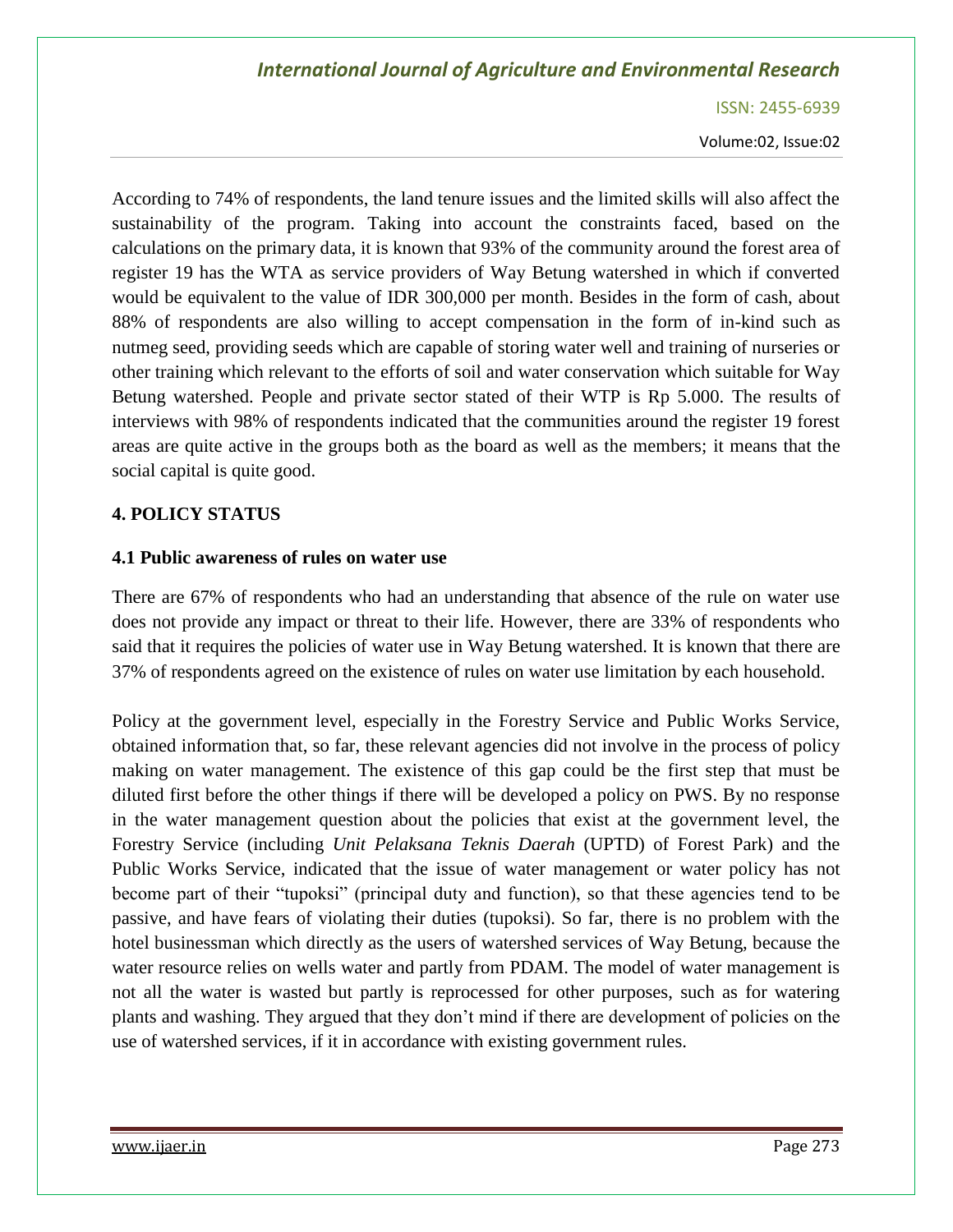According to 74% of respondents, the land tenure issues and the limited skills will also affect the sustainability of the program. Taking into account the constraints faced, based on the calculations on the primary data, it is known that 93% of the community around the forest area of register 19 has the WTA as service providers of Way Betung watershed in which if converted would be equivalent to the value of IDR 300,000 per month. Besides in the form of cash, about 88% of respondents are also willing to accept compensation in the form of in-kind such as nutmeg seed, providing seeds which are capable of storing water well and training of nurseries or other training which relevant to the efforts of soil and water conservation which suitable for Way Betung watershed. People and private sector stated of their WTP is Rp 5.000. The results of interviews with 98% of respondents indicated that the communities around the register 19 forest areas are quite active in the groups both as the board as well as the members; it means that the social capital is quite good.

## 4. POLICY STATUS

### 4.1 Public awareness of rules on water use

There are 67% of respondents who had an understanding that absence of the rule on water use does not provide any impact or threat to their life. However, there are 33% of respondents who said that it requires the policies of water use in Way Betung watershed. It is known that there are 37% of respondents agreed on the existence of rules on water use limitation by each household.

Policy at the government level, especially in the Forestry Service and Public Works Service, obtained information that, so far, these relevant agencies did not involve in the process of policy making on water management. The existence of this gap could be the first step that must be diluted first before the other things if there will be developed a policy on PWS. By no response in the water management question about the policies that exist at the government level, the Forestry Service (including *Unit Pelaksana Teknis Daerah* (UPTD) of Forest Park) and the Public Works Service, indicated that the issue of water management or water policy has not become part of their "tupoksi" (principal duty and function), so that these agencies tend to be passive, and have fears of violating their duties (tupoksi). So far, there is no problem with the hotel businessman which directly as the users of watershed services of Way Betung, because the water resource relies on wells water and partly from PDAM. The model of water management is not all the water is wasted but partly is reprocessed for other purposes, such as for watering plants and washing. They argued that they don't mind if there are development of policies on the use of watershed services, if it in accordance with existing government rules.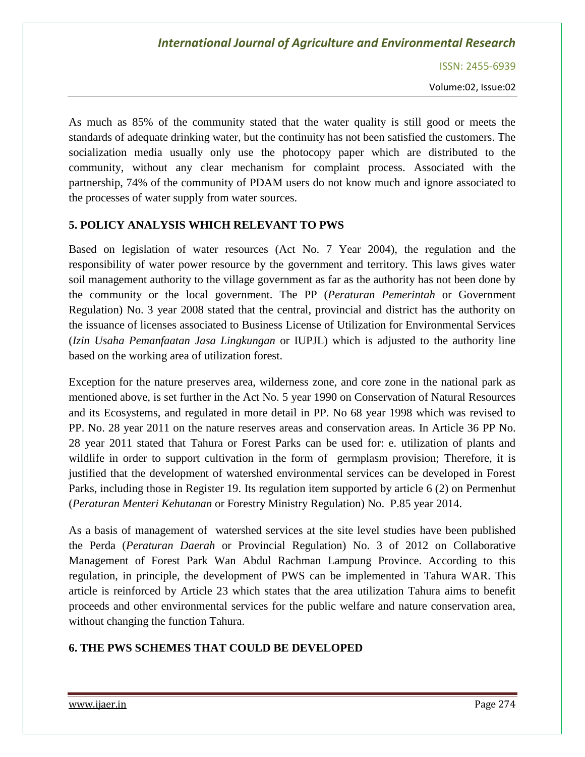As much as 85% of the community stated that the water quality is still good or meets the standards of adequate drinking water, but the continuity has not been satisfied the customers. The socialization media usually only use the photocopy paper which are distributed to the community, without any clear mechanism for complaint process. Associated with the partnership, 74% of the community of PDAM users do not know much and ignore associated to the processes of water supply from water sources.

## 5. POLICY ANALYSIS WHICH RELEVANT TO PWS

Based on legislation of water resources (Act No. 7 Year 2004), the regulation and the responsibility of water power resource by the government and territory. This laws gives water soil management authority to the village government as far as the authority has not been done by the community or the local government. The PP (*Peraturan Pemerintah* or Government Regulation) No. 3 year 2008 stated that the central, provincial and district has the authority on the issuance of licenses associated to Business License of Utilization for Environmental Services (*Izin Usaha Pemanfaatan Jasa Lingkungan* or IUPJL) which is adjusted to the authority line based on the working area of utilization forest.

Exception for the nature preserves area, wilderness zone, and core zone in the national park as mentioned above, is set further in the Act No. 5 year 1990 on Conservation of Natural Resources and its Ecosystems, and regulated in more detail in PP. No 68 year 1998 which was revised to PP. No. 28 year 2011 on the nature reserves areas and conservation areas. In Article 36 PP No. 28 year 2011 stated that Tahura or Forest Parks can be used for: e. utilization of plants and wildlife in order to support cultivation in the form of germplasm provision; Therefore, it is justified that the development of watershed environmental services can be developed in Forest Parks, including those in Register 19. Its regulation item supported by article 6 (2) on Permenhut (*Peraturan Menteri Kehutanan* or Forestry Ministry Regulation) No. P.85 year 2014.

As a basis of management of watershed services at the site level studies have been published the Perda (*Peraturan Daerah* or Provincial Regulation) No. 3 of 2012 on Collaborative Management of Forest Park Wan Abdul Rachman Lampung Province. According to this regulation, in principle, the development of PWS can be implemented in Tahura WAR. This article is reinforced by Article 23 which states that the area utilization Tahura aims to benefit proceeds and other environmental services for the public welfare and nature conservation area, without changing the function Tahura.

## 6. THE PWS SCHEMES THAT COULD BE DEVELOPED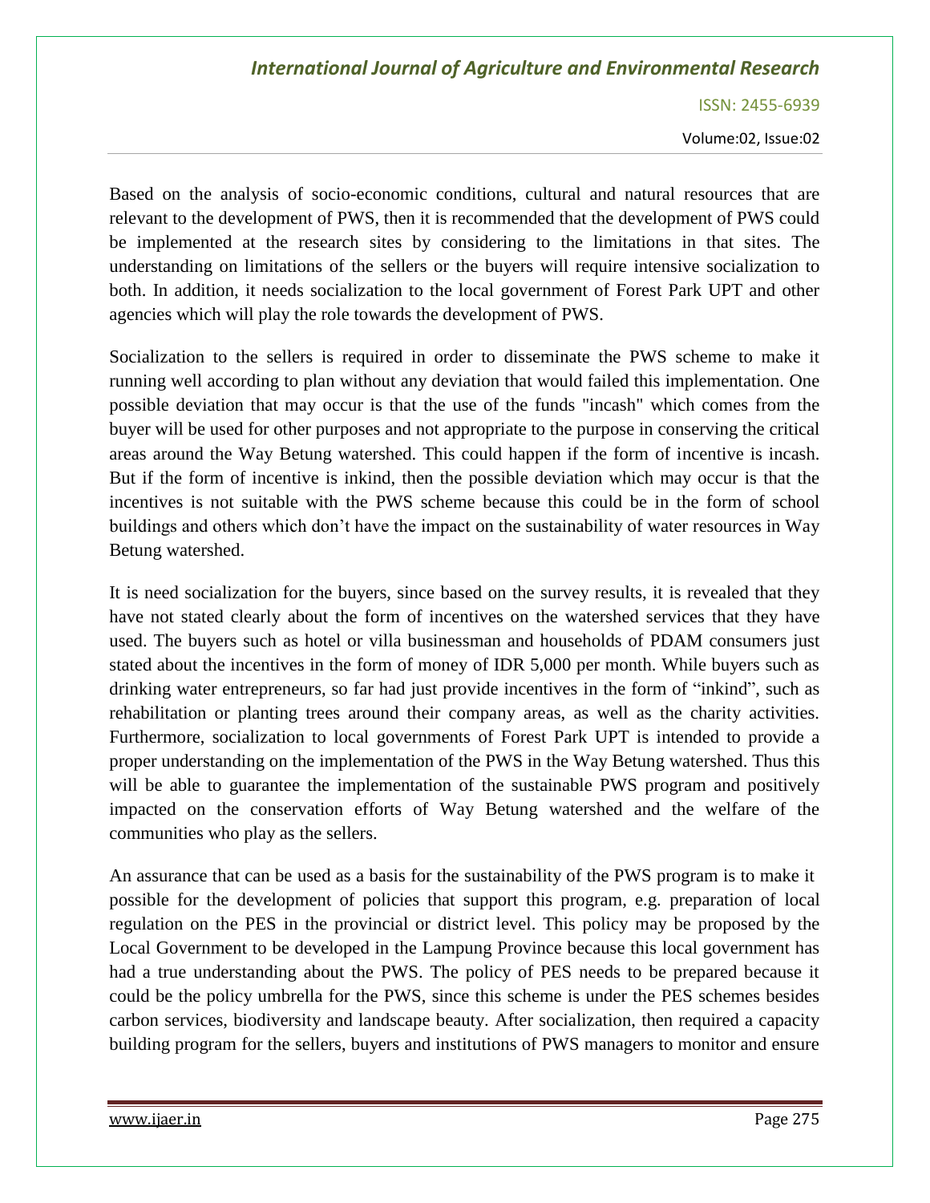Based on the analysis of socio-economic conditions, cultural and natural resources that are relevant to the development of PWS, then it is recommended that the development of PWS could be implemented at the research sites by considering to the limitations in that sites. The understanding on limitations of the sellers or the buyers will require intensive socialization to both. In addition, it needs socialization to the local government of Forest Park UPT and other agencies which will play the role towards the development of PWS.

Socialization to the sellers is required in order to disseminate the PWS scheme to make it running well according to plan without any deviation that would failed this implementation. One possible deviation that may occur is that the use of the funds "incash" which comes from the buyer will be used for other purposes and not appropriate to the purpose in conserving the critical areas around the Way Betung watershed. This could happen if the form of incentive is incash. But if the form of incentive is inkind, then the possible deviation which may occur is that the incentives is not suitable with the PWS scheme because this could be in the form of school buildings and others which don't have the impact on the sustainability of water resources in Way Betung watershed.

It is need socialization for the buyers, since based on the survey results, it is revealed that they have not stated clearly about the form of incentives on the watershed services that they have used. The buyers such as hotel or villa businessman and households of PDAM consumers just stated about the incentives in the form of money of IDR 5,000 per month. While buyers such as drinking water entrepreneurs, so far had just provide incentives in the form of "inkind", such as rehabilitation or planting trees around their company areas, as well as the charity activities. Furthermore, socialization to local governments of Forest Park UPT is intended to provide a proper understanding on the implementation of the PWS in the Way Betung watershed. Thus this will be able to guarantee the implementation of the sustainable PWS program and positively impacted on the conservation efforts of Way Betung watershed and the welfare of the communities who play as the sellers.

An assurance that can be used as a basis for the sustainability of the PWS program is to make it possible for the development of policies that support this program, e.g. preparation of local regulation on the PES in the provincial or district level. This policy may be proposed by the Local Government to be developed in the Lampung Province because this local government has had a true understanding about the PWS. The policy of PES needs to be prepared because it could be the policy umbrella for the PWS, since this scheme is under the PES schemes besides carbon services, biodiversity and landscape beauty. After socialization, then required a capacity building program for the sellers, buyers and institutions of PWS managers to monitor and ensure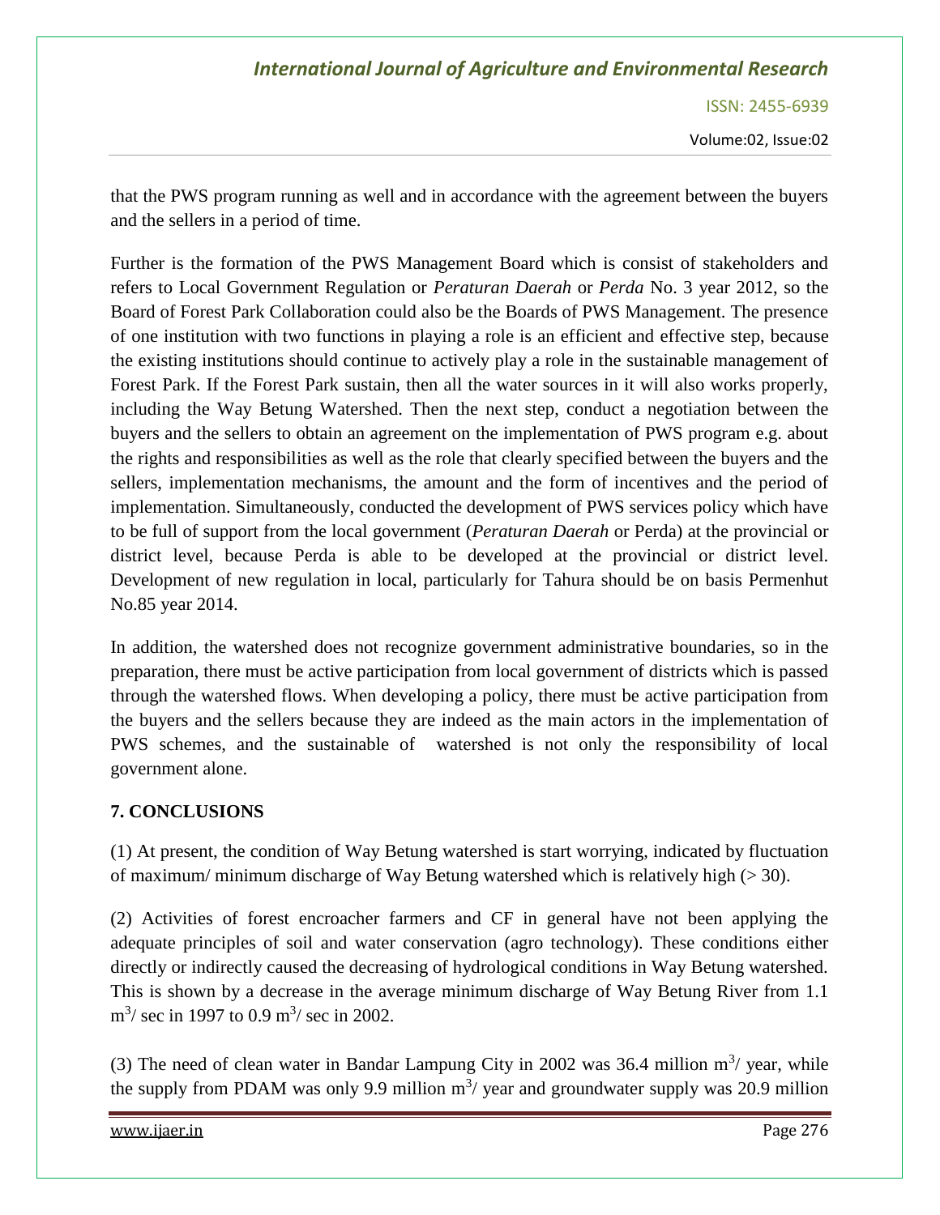that the PWS program running as well and in accordance with the agreement between the buyers and the sellers in a period of time.

Further is the formation of the PWS Management Board which is consist of stakeholders and refers to Local Government Regulation or *Peraturan Daerah* or *Perda* No. 3 year 2012, so the Board of Forest Park Collaboration could also be the Boards of PWS Management. The presence of one institution with two functions in playing a role is an efficient and effective step, because the existing institutions should continue to actively play a role in the sustainable management of Forest Park. If the Forest Park sustain, then all the water sources in it will also works properly, including the Way Betung Watershed. Then the next step, conduct a negotiation between the buyers and the sellers to obtain an agreement on the implementation of PWS program e.g. about the rights and responsibilities as well as the role that clearly specified between the buyers and the sellers, implementation mechanisms, the amount and the form of incentives and the period of implementation. Simultaneously, conducted the development of PWS services policy which have to be full of support from the local government (*Peraturan Daerah* or Perda) at the provincial or district level, because Perda is able to be developed at the provincial or district level. Development of new regulation in local, particularly for Tahura should be on basis Permenhut No.85 year 2014.

In addition, the watershed does not recognize government administrative boundaries, so in the preparation, there must be active participation from local government of districts which is passed through the watershed flows. When developing a policy, there must be active participation from the buyers and the sellers because they are indeed as the main actors in the implementation of PWS schemes, and the sustainable of watershed is not only the responsibility of local government alone.

## 7. CONCLUSIONS

(1) At present, the condition of Way Betung watershed is start worrying, indicated by fluctuation of maximum/ minimum discharge of Way Betung watershed which is relatively high (> 30).

(2) Activities of forest encroacher farmers and CF in general have not been applying the adequate principles of soil and water conservation (agro technology). These conditions either directly or indirectly caused the decreasing of hydrological conditions in Way Betung watershed. This is shown by a decrease in the average minimum discharge of Way Betung River from 1.1 $m^3$/ sec in 1997 to 0.9 $m^3$/ sec in 2002.

(3) The need of clean water in Bandar Lampung City in 2002 was 36.4 million $m^3$/ year, while the supply from PDAM was only 9.9 million $m^3$/ year and groundwater supply was 20.9 million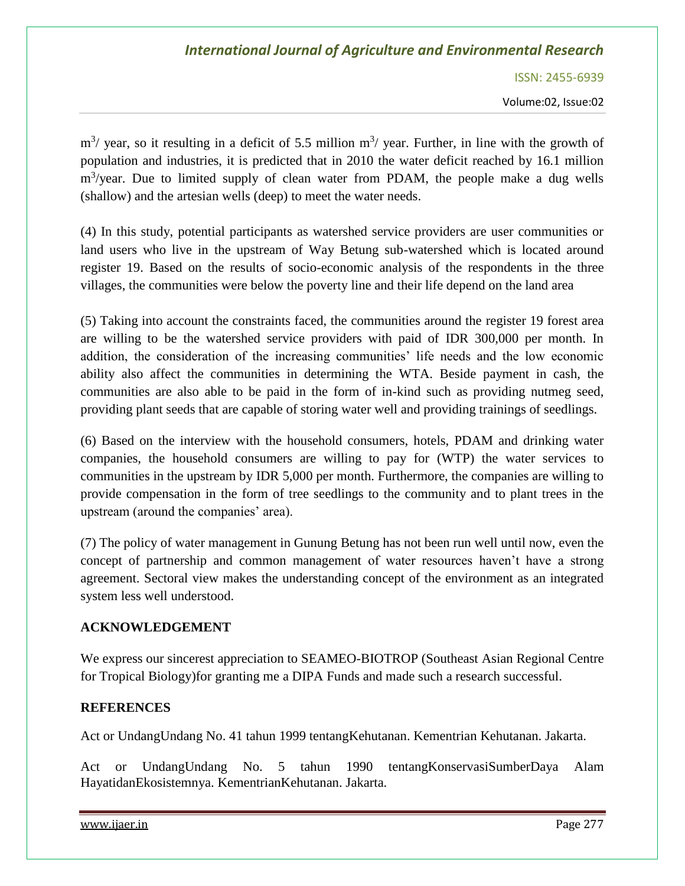$m^3$/ year, so it resulting in a deficit of 5.5 million $m^3$/ year. Further, in line with the growth of population and industries, it is predicted that in 2010 the water deficit reached by 16.1 million $m^3$/year. Due to limited supply of clean water from PDAM, the people make a dug wells (shallow) and the artesian wells (deep) to meet the water needs.

(4) In this study, potential participants as watershed service providers are user communities or land users who live in the upstream of Way Betung sub-watershed which is located around register 19. Based on the results of socio-economic analysis of the respondents in the three villages, the communities were below the poverty line and their life depend on the land area

(5) Taking into account the constraints faced, the communities around the register 19 forest area are willing to be the watershed service providers with paid of IDR 300,000 per month. In addition, the consideration of the increasing communities' life needs and the low economic ability also affect the communities in determining the WTA. Beside payment in cash, the communities are also able to be paid in the form of in-kind such as providing nutmeg seed, providing plant seeds that are capable of storing water well and providing trainings of seedlings.

(6) Based on the interview with the household consumers, hotels, PDAM and drinking water companies, the household consumers are willing to pay for (WTP) the water services to communities in the upstream by IDR 5,000 per month. Furthermore, the companies are willing to provide compensation in the form of tree seedlings to the community and to plant trees in the upstream (around the companies' area).

(7) The policy of water management in Gunung Betung has not been run well until now, even the concept of partnership and common management of water resources haven't have a strong agreement. Sectoral view makes the understanding concept of the environment as an integrated system less well understood.

## ACKNOWLEDGEMENT

We express our sincerest appreciation to SEAMEO-BIOTROP (Southeast Asian Regional Centre for Tropical Biology)for granting me a DIPA Funds and made such a research successful.

## REFERENCES

Act or UndangUndang No. 41 tahun 1999 tentangKehutanan. Kementrian Kehutanan. Jakarta.

Act or UndangUndang No. 5 tahun 1990 tentangKonservasiSumberDaya Alam HayatidanEkosistemnya. KementrianKehutanan. Jakarta.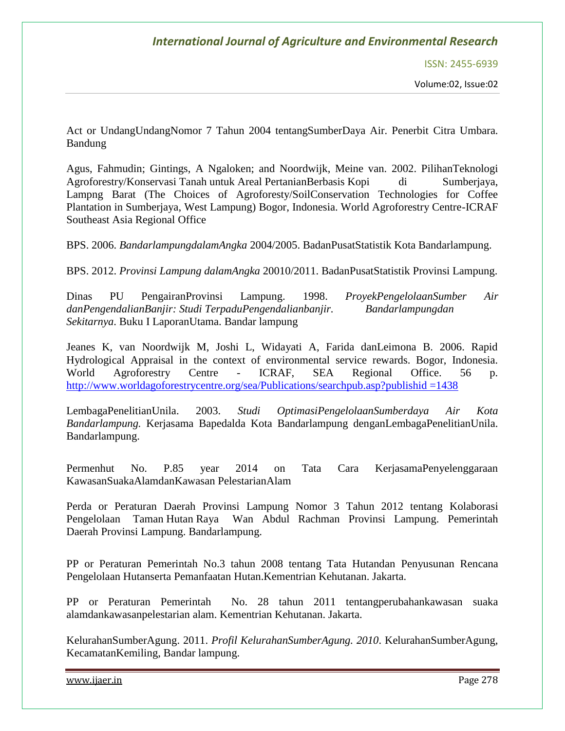Act or UndangUndangNomor 7 Tahun 2004 tentangSumberDaya Air. Penerbit Citra Umbara. Bandung

Agus, Fahmudin; Gintings, A Ngaloken; and Noordwijk, Meine van. 2002. PilihanTeknologi Agroforestry/Konservasi Tanah untuk Areal PertanianBerbasis Kopi di Sumberjaya, Lampng Barat (The Choices of Agroforesty/SoilConservation Technologies for Coffee Plantation in Sumberjaya, West Lampung) Bogor, Indonesia. World Agroforestry Centre-ICRAF Southeast Asia Regional Office

BPS. 2006. *BandarlampungdalamAngka* 2004/2005. BadanPusatStatistik Kota Bandarlampung.

BPS. 2012. *Provinsi Lampung dalamAngka* 20010/2011. BadanPusatStatistik Provinsi Lampung.

Dinas PU PengairanProvinsi Lampung. 1998. *ProyekPengelolaanSumber Air danPengendalianBanjir: Studi TerpaduPengendalianbanjir. Bandarlampungdan Sekitarnya*. Buku I LaporanUtama. Bandar lampung

Jeanes K, van Noordwijk M, Joshi L, Widayati A, Farida danLeimona B. 2006. Rapid Hydrological Appraisal in the context of environmental service rewards. Bogor, Indonesia. World Agroforestry Centre - ICRAF, SEA Regional Office. 56 p. http://www.worldagoforestrycentre.org/sea/Publications/searchpub.asp?publishid =1438

LembagaPenelitianUnila. 2003. *Studi OptimasiPengelolaanSumberdaya Air Kota Bandarlampung.* Kerjasama Bapedalda Kota Bandarlampung denganLembagaPenelitianUnila. Bandarlampung.

Permenhut No. P.85 year 2014 on Tata Cara KerjasamaPenyelenggaraan KawasanSuakaAlamdanKawasan PelestarianAlam

Perda or Peraturan Daerah Provinsi Lampung Nomor 3 Tahun 2012 tentang Kolaborasi Pengelolaan Taman Hutan Raya Wan Abdul Rachman Provinsi Lampung. Pemerintah Daerah Provinsi Lampung. Bandarlampung.

PP or Peraturan Pemerintah No.3 tahun 2008 tentang Tata Hutandan Penyusunan Rencana Pengelolaan Hutanserta Pemanfaatan Hutan.Kementrian Kehutanan. Jakarta.

PP or Peraturan Pemerintah No. 28 tahun 2011 tentangperubahankawasan suaka alamdankawasanpelestarian alam. Kementrian Kehutanan. Jakarta.

KelurahanSumberAgung. 2011. *Profil KelurahanSumberAgung. 2010*. KelurahanSumberAgung, KecamatanKemiling, Bandar lampung.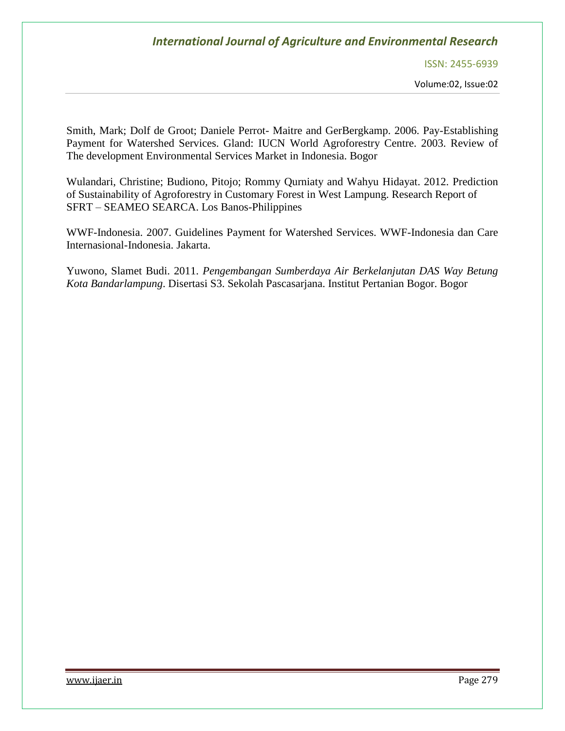Smith, Mark; Dolf de Groot; Daniele Perrot- Maitre and GerBergkamp. 2006. Pay-Establishing Payment for Watershed Services. Gland: IUCN World Agroforestry Centre. 2003. Review of The development Environmental Services Market in Indonesia. Bogor

Wulandari, Christine; Budiono, Pitojo; Rommy Qurniaty and Wahyu Hidayat. 2012. Prediction of Sustainability of Agroforestry in Customary Forest in West Lampung. Research Report of SFRT – SEAMEO SEARCA. Los Banos-Philippines

WWF-Indonesia. 2007. Guidelines Payment for Watershed Services. WWF-Indonesia dan Care Internasional-Indonesia. Jakarta.

Yuwono, Slamet Budi. 2011. *Pengembangan Sumberdaya Air Berkelanjutan DAS Way Betung Kota Bandarlampung*. Disertasi S3. Sekolah Pascasarjana. Institut Pertanian Bogor. Bogor